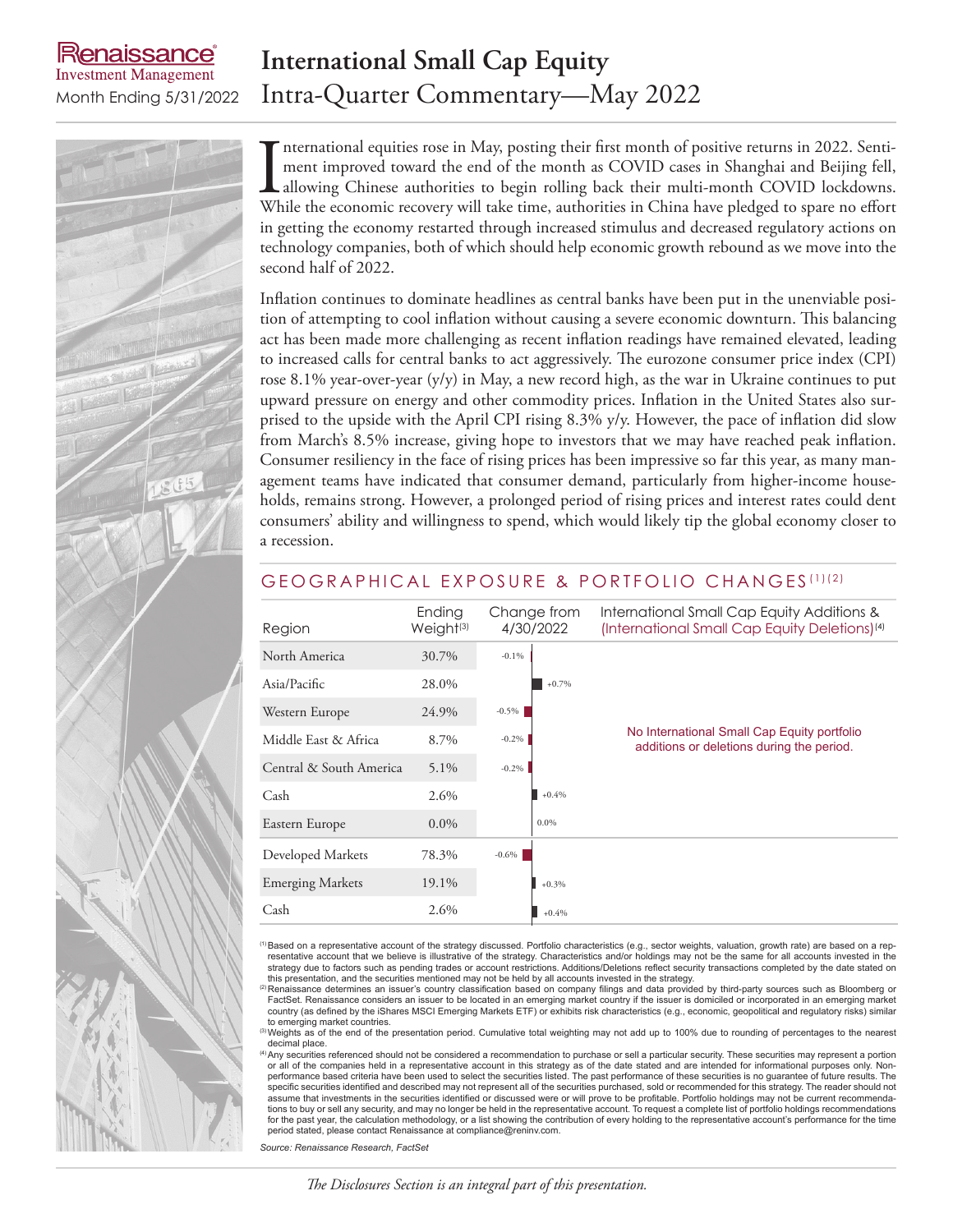Renaissance Investment Management
Month Ending 5/31/2022

# International Small Cap Equity
## Intra-Quarter Commentary—May 2022

International equities rose in May, posting their first month of positive returns in 2022. Sentiment improved toward the end of the month as COVID cases in Shanghai and Beijing fell, allowing Chinese authorities to begin rolling back their multi-month COVID lockdowns. While the economic recovery will take time, authorities in China have pledged to spare no effort in getting the economy restarted through increased stimulus and decreased regulatory actions on technology companies, both of which should help economic growth rebound as we move into the second half of 2022.

Inflation continues to dominate headlines as central banks have been put in the unenviable position of attempting to cool inflation without causing a severe economic downturn. This balancing act has been made more challenging as recent inflation readings have remained elevated, leading to increased calls for central banks to act aggressively. The eurozone consumer price index (CPI) rose 8.1% year-over-year (y/y) in May, a new record high, as the war in Ukraine continues to put upward pressure on energy and other commodity prices. Inflation in the United States also surprised to the upside with the April CPI rising 8.3% y/y. However, the pace of inflation did slow from March's 8.5% increase, giving hope to investors that we may have reached peak inflation. Consumer resiliency in the face of rising prices has been impressive so far this year, as many management teams have indicated that consumer demand, particularly from higher-income households, remains strong. However, a prolonged period of rising prices and interest rates could dent consumers' ability and willingness to spend, which would likely tip the global economy closer to a recession.

## GEOGRAPHICAL EXPOSURE & PORTFOLIO CHANGES[1][2]

| Region | Ending Weight[3] | Change from 4/30/2022 | International Small Cap Equity Additions & (International Small Cap Equity Deletions)[4] |
|---|---|---|---|
| North America | 30.7% | -0.1% | No International Small Cap Equity portfolio additions or deletions during the period. |
| Asia/Pacific | 28.0% | +0.7% | |
| Western Europe | 24.9% | -0.5% | |
| Middle East & Africa | 8.7% | -0.2% | |
| Central & South America | 5.1% | -0.2% | |
| Cash | 2.6% | +0.4% | |
| Eastern Europe | 0.0% | 0.0% | |
| Developed Markets | 78.3% | -0.6% | |
| Emerging Markets | 19.1% | +0.3% | |
| Cash | 2.6% | +0.4% | |

[1] Based on a representative account of the strategy discussed. Portfolio characteristics (e.g., sector weights, valuation, growth rate) are based on a representative account that we believe is illustrative of the strategy. Characteristics and/or holdings may not be the same for all accounts invested in the strategy due to factors such as pending trades or account restrictions. Additions/Deletions reflect security transactions completed by the date stated on this presentation, and the securities mentioned may not be held by all accounts invested in the strategy.

[2] Renaissance determines an issuer's country classification based on company filings and data provided by third-party sources such as Bloomberg or FactSet. Renaissance considers an issuer to be located in an emerging market country if the issuer is domiciled or incorporated in an emerging market country (as defined by the iShares MSCI Emerging Markets ETF) or exhibits risk characteristics (e.g., economic, geopolitical and regulatory risks) similar to emerging market countries.

[3] Weights as of the end of the presentation period. Cumulative total weighting may not add up to 100% due to rounding of percentages to the nearest decimal place.

[4] Any securities referenced should not be considered a recommendation to purchase or sell a particular security. These securities may represent a portion or all of the companies held in a representative account in this strategy as of the date stated and are intended for informational purposes only. Non-performance based criteria have been used to select the securities listed. The past performance of these securities is no guarantee of future results. The specific securities identified and described may not represent all of the securities purchased, sold or recommended for this strategy. The reader should not assume that investments in the securities identified or discussed were or will prove to be profitable. Portfolio holdings may not be current recommendations to buy or sell any security, and may no longer be held in the representative account. To request a complete list of portfolio holdings recommendations for the past year, the calculation methodology, or a list showing the contribution of every holding to the representative account's performance for the time period stated, please contact Renaissance at compliance@reninv.com.

*Source: Renaissance Research, FactSet*

*The Disclosures Section is an integral part of this presentation.*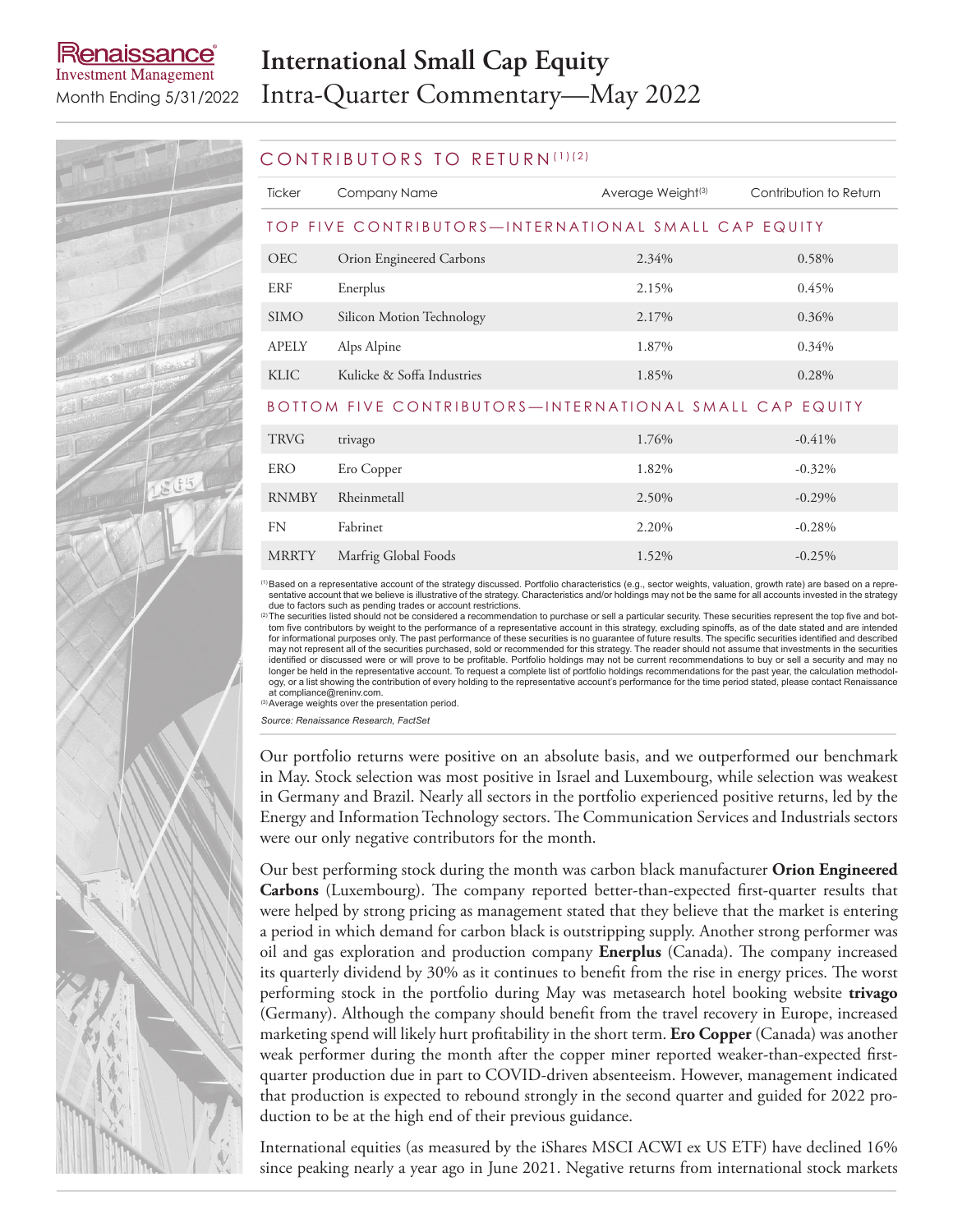# International Small Cap Equity

# Intra-Quarter Commentary—May 2022

Renaissance Investment Management
Month Ending 5/31/2022

## CONTRIBUTORS TO RETURN[(1)(2)]

| Ticker | Company Name | Average Weight[(3)] | Contribution to Return |
|---|---|---|---|
| **TOP FIVE CONTRIBUTORS—INTERNATIONAL SMALL CAP EQUITY** | | | |
| OEC | Orion Engineered Carbons | 2.34% | 0.58% |
| ERF | Enerplus | 2.15% | 0.45% |
| SIMO | Silicon Motion Technology | 2.17% | 0.36% |
| APELY | Alps Alpine | 1.87% | 0.34% |
| KLIC | Kulicke & Soffa Industries | 1.85% | 0.28% |
| **BOTTOM FIVE CONTRIBUTORS—INTERNATIONAL SMALL CAP EQUITY** | | | |
| TRVG | trivago | 1.76% | -0.41% |
| ERO | Ero Copper | 1.82% | -0.32% |
| RNMBY | Rheinmetall | 2.50% | -0.29% |
| FN | Fabrinet | 2.20% | -0.28% |
| MRRTY | Marfrig Global Foods | 1.52% | -0.25% |

(1) Based on a representative account of the strategy discussed. Portfolio characteristics (e.g., sector weights, valuation, growth rate) are based on a representative account that we believe is illustrative of the strategy. Characteristics and/or holdings may not be the same for all accounts invested in the strategy due to factors such as pending trades or account restrictions.
(2) The securities listed should not be considered a recommendation to purchase or sell a particular security. These securities represent the top five and bottom five contributors by weight to the performance of a representative account in this strategy, excluding spinoffs, as of the date stated and are intended for informational purposes only. The past performance of these securities is no guarantee of future results. The specific securities identified and described may not represent all of the securities purchased, sold or recommended for this strategy. The reader should not assume that investments in the securities identified or discussed were or will prove to be profitable. Portfolio holdings may not be current recommendations to buy or sell a security and may no longer be held in the representative account. To request a complete list of portfolio holdings recommendations for the past year, the calculation methodology, or a list showing the contribution of every holding to the representative account's performance for the time period stated, please contact Renaissance at compliance@reninv.com.
(3) Average weights over the presentation period.

*Source: Renaissance Research, FactSet*

Our portfolio returns were positive on an absolute basis, and we outperformed our benchmark in May. Stock selection was most positive in Israel and Luxembourg, while selection was weakest in Germany and Brazil. Nearly all sectors in the portfolio experienced positive returns, led by the Energy and Information Technology sectors. The Communication Services and Industrials sectors were our only negative contributors for the month.

Our best performing stock during the month was carbon black manufacturer **Orion Engineered Carbons** (Luxembourg). The company reported better-than-expected first-quarter results that were helped by strong pricing as management stated that they believe that the market is entering a period in which demand for carbon black is outstripping supply. Another strong performer was oil and gas exploration and production company **Enerplus** (Canada). The company increased its quarterly dividend by 30% as it continues to benefit from the rise in energy prices. The worst performing stock in the portfolio during May was metasearch hotel booking website **trivago** (Germany). Although the company should benefit from the travel recovery in Europe, increased marketing spend will likely hurt profitability in the short term. **Ero Copper** (Canada) was another weak performer during the month after the copper miner reported weaker-than-expected first-quarter production due in part to COVID-driven absenteeism. However, management indicated that production is expected to rebound strongly in the second quarter and guided for 2022 production to be at the high end of their previous guidance.

International equities (as measured by the iShares MSCI ACWI ex US ETF) have declined 16% since peaking nearly a year ago in June 2021. Negative returns from international stock markets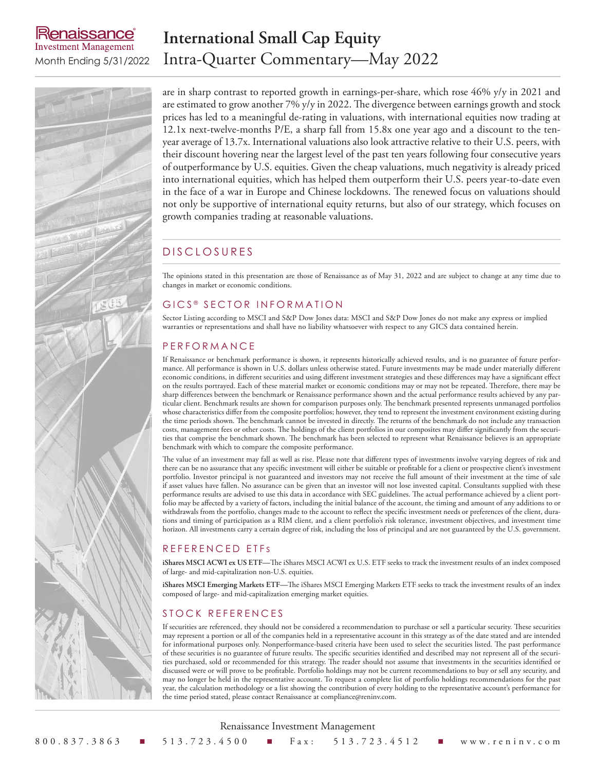are in sharp contrast to reported growth in earnings-per-share, which rose 46% y/y in 2021 and are estimated to grow another 7% y/y in 2022. The divergence between earnings growth and stock prices has led to a meaningful de-rating in valuations, with international equities now trading at 12.1x next-twelve-months P/E, a sharp fall from 15.8x one year ago and a discount to the ten-year average of 13.7x. International valuations also look attractive relative to their U.S. peers, with their discount hovering near the largest level of the past ten years following four consecutive years of outperformance by U.S. equities. Given the cheap valuations, much negativity is already priced into international equities, which has helped them outperform their U.S. peers year-to-date even in the face of a war in Europe and Chinese lockdowns. The renewed focus on valuations should not only be supportive of international equity returns, but also of our strategy, which focuses on growth companies trading at reasonable valuations.

## DISCLOSURES

The opinions stated in this presentation are those of Renaissance as of May 31, 2022 and are subject to change at any time due to changes in market or economic conditions.

### GICS® SECTOR INFORMATION

Sector Listing according to MSCI and S&P Dow Jones data: MSCI and S&P Dow Jones do not make any express or implied warranties or representations and shall have no liability whatsoever with respect to any GICS data contained herein.

### PERFORMANCE

If Renaissance or benchmark performance is shown, it represents historically achieved results, and is no guarantee of future performance. All performance is shown in U.S. dollars unless otherwise stated. Future investments may be made under materially different economic conditions, in different securities and using different investment strategies and these differences may have a significant effect on the results portrayed. Each of these material market or economic conditions may or may not be repeated. Therefore, there may be sharp differences between the benchmark or Renaissance performance shown and the actual performance results achieved by any particular client. Benchmark results are shown for comparison purposes only. The benchmark presented represents unmanaged portfolios whose characteristics differ from the composite portfolios; however, they tend to represent the investment environment existing during the time periods shown. The benchmark cannot be invested in directly. The returns of the benchmark do not include any transaction costs, management fees or other costs. The holdings of the client portfolios in our composites may differ significantly from the securities that comprise the benchmark shown. The benchmark has been selected to represent what Renaissance believes is an appropriate benchmark with which to compare the composite performance.

The value of an investment may fall as well as rise. Please note that different types of investments involve varying degrees of risk and there can be no assurance that any specific investment will either be suitable or profitable for a client or prospective client's investment portfolio. Investor principal is not guaranteed and investors may not receive the full amount of their investment at the time of sale if asset values have fallen. No assurance can be given that an investor will not lose invested capital. Consultants supplied with these performance results are advised to use this data in accordance with SEC guidelines. The actual performance achieved by a client portfolio may be affected by a variety of factors, including the initial balance of the account, the timing and amount of any additions to or withdrawals from the portfolio, changes made to the account to reflect the specific investment needs or preferences of the client, durations and timing of participation as a RIM client, and a client portfolio's risk tolerance, investment objectives, and investment time horizon. All investments carry a certain degree of risk, including the loss of principal and are not guaranteed by the U.S. government.

### REFERENCED ETFs

**iShares MSCI ACWI ex US ETF—**The iShares MSCI ACWI ex U.S. ETF seeks to track the investment results of an index composed of large- and mid-capitalization non-U.S. equities.

**iShares MSCI Emerging Markets ETF—**The iShares MSCI Emerging Markets ETF seeks to track the investment results of an index composed of large- and mid-capitalization emerging market equities.

### STOCK REFERENCES

If securities are referenced, they should not be considered a recommendation to purchase or sell a particular security. These securities may represent a portion or all of the companies held in a representative account in this strategy as of the date stated and are intended for informational purposes only. Nonperformance-based criteria have been used to select the securities listed. The past performance of these securities is no guarantee of future results. The specific securities identified and described may not represent all of the securities purchased, sold or recommended for this strategy. The reader should not assume that investments in the securities identified or discussed were or will prove to be profitable. Portfolio holdings may not be current recommendations to buy or sell any security, and may no longer be held in the representative account. To request a complete list of portfolio holdings recommendations for the past year, the calculation methodology or a list showing the contribution of every holding to the representative account's performance for the time period stated, please contact Renaissance at compliance@reninv.com.